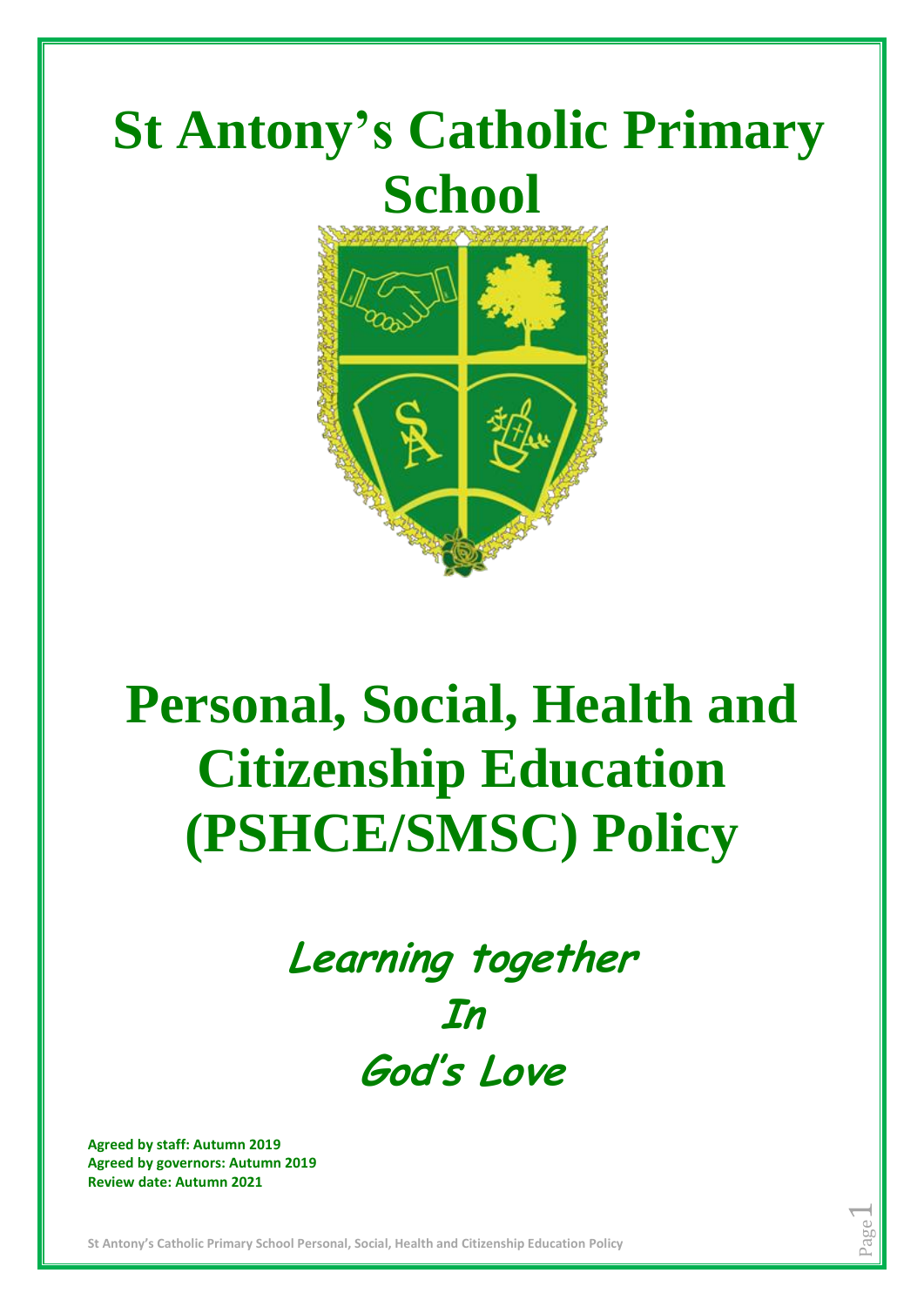# St Antony's Catholic Primary School

# Personal, Social, Health and Citizenship Education (PSHCE/SMSC) Policy

***Learning together***
***In***
***God's Love***

**Agreed by staff: Autumn 2019**
**Agreed by governors: Autumn 2019**
**Review date: Autumn 2021**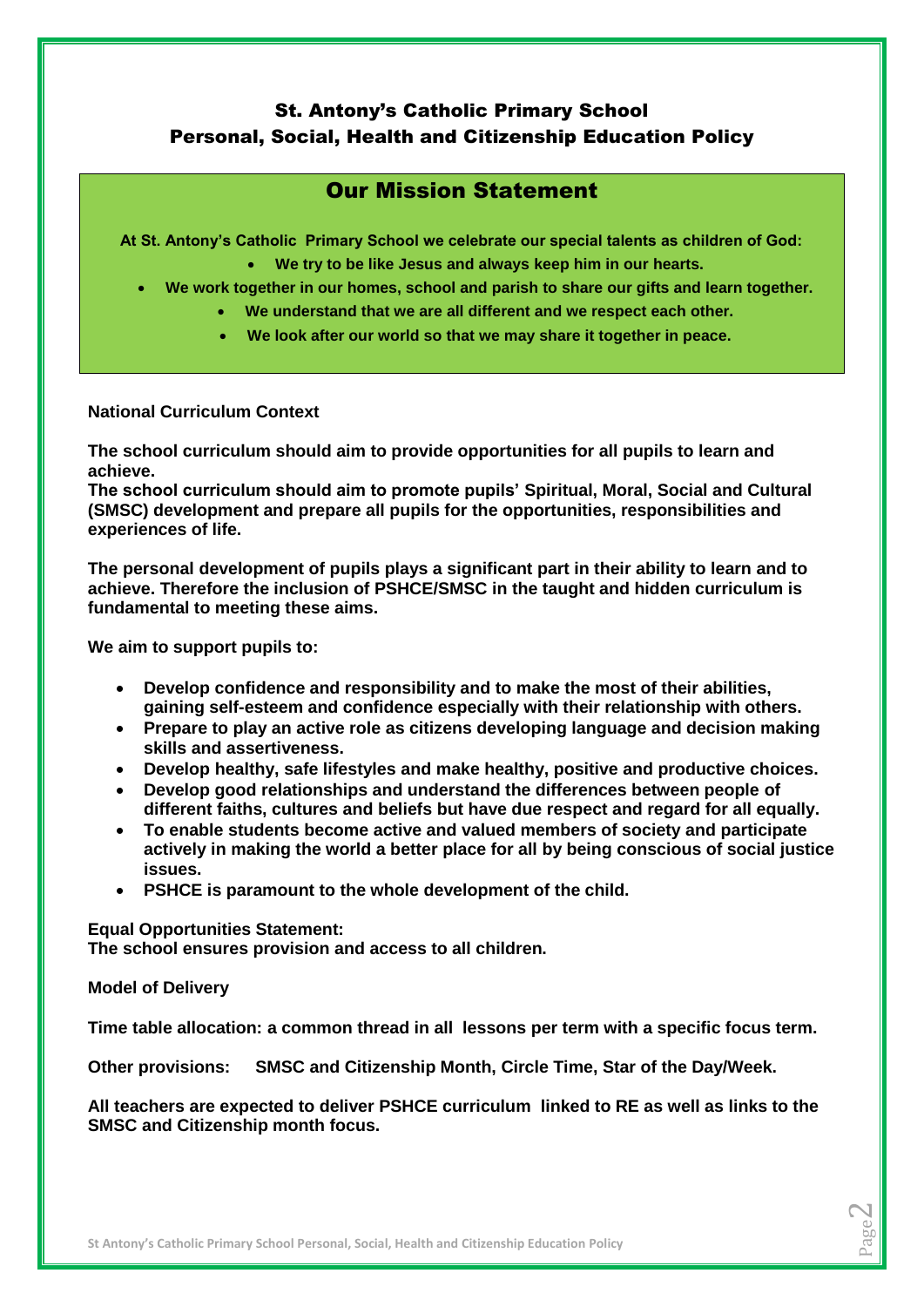## St. Antony's Catholic Primary School
## Personal, Social, Health and Citizenship Education Policy

## Our Mission Statement

**At St. Antony's Catholic Primary School we celebrate our special talents as children of God:**

- **We try to be like Jesus and always keep him in our hearts.**
- **We work together in our homes, school and parish to share our gifts and learn together.**
- **We understand that we are all different and we respect each other.**
- **We look after our world so that we may share it together in peace.**

**National Curriculum Context**

**The school curriculum should aim to provide opportunities for all pupils to learn and achieve.**
**The school curriculum should aim to promote pupils' Spiritual, Moral, Social and Cultural (SMSC) development and prepare all pupils for the opportunities, responsibilities and experiences of life.**

**The personal development of pupils plays a significant part in their ability to learn and to achieve. Therefore the inclusion of PSHCE/SMSC in the taught and hidden curriculum is fundamental to meeting these aims.**

**We aim to support pupils to:**

- **Develop confidence and responsibility and to make the most of their abilities, gaining self-esteem and confidence especially with their relationship with others.**
- **Prepare to play an active role as citizens developing language and decision making skills and assertiveness.**
- **Develop healthy, safe lifestyles and make healthy, positive and productive choices.**
- **Develop good relationships and understand the differences between people of different faiths, cultures and beliefs but have due respect and regard for all equally.**
- **To enable students become active and valued members of society and participate actively in making the world a better place for all by being conscious of social justice issues.**
- **PSHCE is paramount to the whole development of the child.**

**Equal Opportunities Statement:**
**The school ensures provision and access to all children.**

**Model of Delivery**

**Time table allocation: a common thread in all lessons per term with a specific focus term.**

**Other provisions: SMSC and Citizenship Month, Circle Time, Star of the Day/Week.**

**All teachers are expected to deliver PSHCE curriculum linked to RE as well as links to the SMSC and Citizenship month focus.**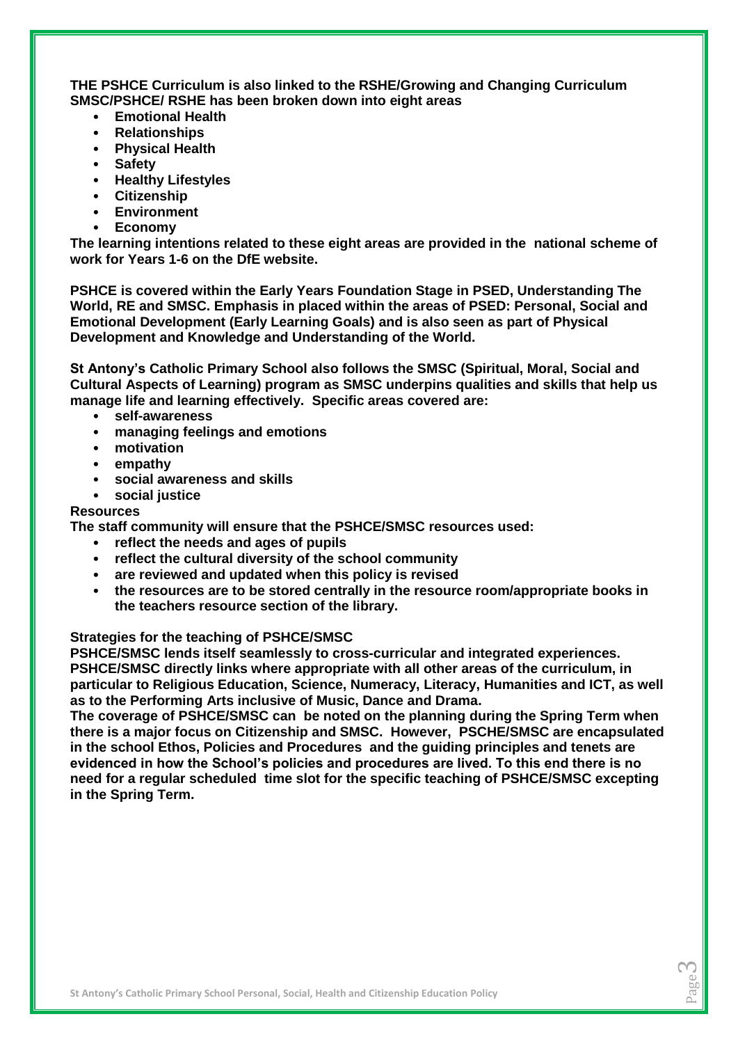**THE PSHCE Curriculum is also linked to the RSHE/Growing and Changing Curriculum SMSC/PSHCE/ RSHE has been broken down into eight areas**

- **Emotional Health**
- **Relationships**
- **Physical Health**
- **Safety**
- **Healthy Lifestyles**
- **Citizenship**
- **Environment**
- **Economy**

**The learning intentions related to these eight areas are provided in the national scheme of work for Years 1-6 on the DfE website.**

**PSHCE is covered within the Early Years Foundation Stage in PSED, Understanding The World, RE and SMSC. Emphasis in placed within the areas of PSED: Personal, Social and Emotional Development (Early Learning Goals) and is also seen as part of Physical Development and Knowledge and Understanding of the World.**

**St Antony's Catholic Primary School also follows the SMSC (Spiritual, Moral, Social and Cultural Aspects of Learning) program as SMSC underpins qualities and skills that help us manage life and learning effectively. Specific areas covered are:**

- **self-awareness**
- **managing feelings and emotions**
- **motivation**
- **empathy**
- **social awareness and skills**
- **social justice**

**Resources**

**The staff community will ensure that the PSHCE/SMSC resources used:**

- **reflect the needs and ages of pupils**
- **reflect the cultural diversity of the school community**
- **are reviewed and updated when this policy is revised**
- **the resources are to be stored centrally in the resource room/appropriate books in the teachers resource section of the library.**

**Strategies for the teaching of PSHCE/SMSC**

**PSHCE/SMSC lends itself seamlessly to cross-curricular and integrated experiences. PSHCE/SMSC directly links where appropriate with all other areas of the curriculum, in particular to Religious Education, Science, Numeracy, Literacy, Humanities and ICT, as well as to the Performing Arts inclusive of Music, Dance and Drama.**

**The coverage of PSHCE/SMSC can be noted on the planning during the Spring Term when there is a major focus on Citizenship and SMSC. However, PSCHE/SMSC are encapsulated in the school Ethos, Policies and Procedures and the guiding principles and tenets are evidenced in how the School's policies and procedures are lived. To this end there is no need for a regular scheduled time slot for the specific teaching of PSHCE/SMSC excepting in the Spring Term.**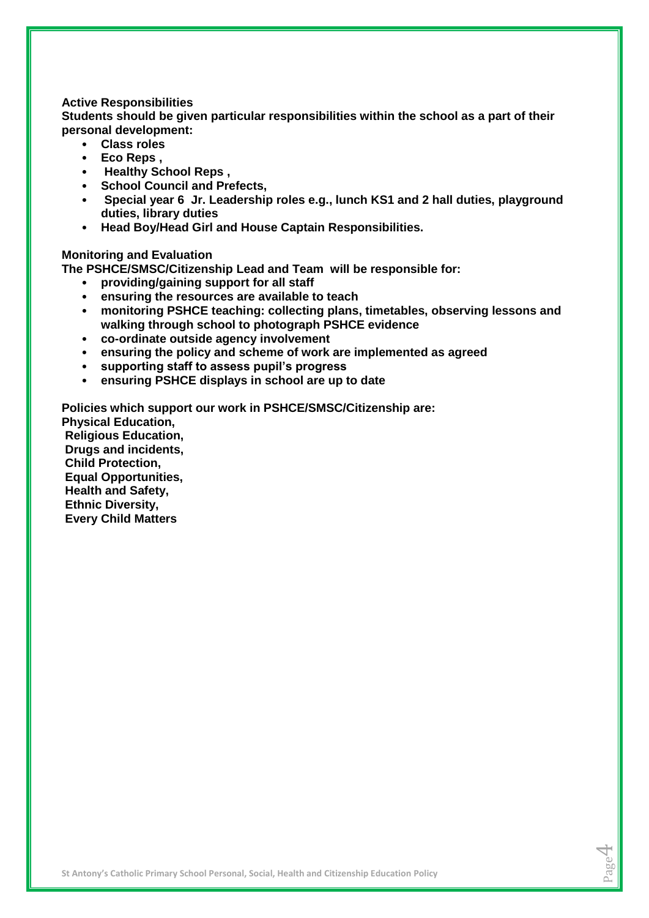**Active Responsibilities**

**Students should be given particular responsibilities within the school as a part of their personal development:**

- **Class roles**
- **Eco Reps ,**
- **Healthy School Reps ,**
- **School Council and Prefects,**
- **Special year 6 Jr. Leadership roles e.g., lunch KS1 and 2 hall duties, playground duties, library duties**
- **Head Boy/Head Girl and House Captain Responsibilities.**

**Monitoring and Evaluation**

**The PSHCE/SMSC/Citizenship Lead and Team will be responsible for:**

- **providing/gaining support for all staff**
- **ensuring the resources are available to teach**
- **monitoring PSHCE teaching: collecting plans, timetables, observing lessons and walking through school to photograph PSHCE evidence**
- **co-ordinate outside agency involvement**
- **ensuring the policy and scheme of work are implemented as agreed**
- **supporting staff to assess pupil's progress**
- **ensuring PSHCE displays in school are up to date**

**Policies which support our work in PSHCE/SMSC/Citizenship are:**

**Physical Education,**
**Religious Education,**
**Drugs and incidents,**
**Child Protection,**
**Equal Opportunities,**
**Health and Safety,**
**Ethnic Diversity,**
**Every Child Matters**